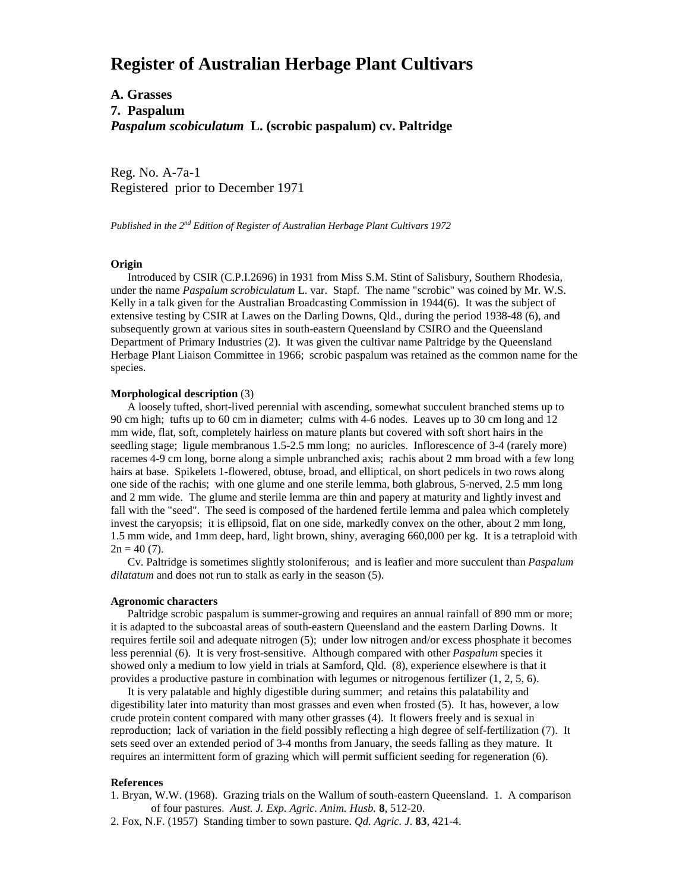# Register of Australian Herbage Plant Cultivars

**A. Grasses**
**7. Paspalum**
***Paspalum scobiculatum* L. (scrobic paspalum) cv. Paltridge**

Reg. No. A-7a-1
Registered prior to December 1971

*Published in the 2nd Edition of Register of Australian Herbage Plant Cultivars 1972*

### Origin

Introduced by CSIR (C.P.I.2696) in 1931 from Miss S.M. Stint of Salisbury, Southern Rhodesia, under the name *Paspalum scrobiculatum* L. var. Stapf. The name "scrobic" was coined by Mr. W.S. Kelly in a talk given for the Australian Broadcasting Commission in 1944(6). It was the subject of extensive testing by CSIR at Lawes on the Darling Downs, Qld., during the period 1938-48 (6), and subsequently grown at various sites in south-eastern Queensland by CSIRO and the Queensland Department of Primary Industries (2). It was given the cultivar name Paltridge by the Queensland Herbage Plant Liaison Committee in 1966; scrobic paspalum was retained as the common name for the species.

### Morphological description (3)

A loosely tufted, short-lived perennial with ascending, somewhat succulent branched stems up to 90 cm high; tufts up to 60 cm in diameter; culms with 4-6 nodes. Leaves up to 30 cm long and 12 mm wide, flat, soft, completely hairless on mature plants but covered with soft short hairs in the seedling stage; ligule membranous 1.5-2.5 mm long; no auricles. Inflorescence of 3-4 (rarely more) racemes 4-9 cm long, borne along a simple unbranched axis; rachis about 2 mm broad with a few long hairs at base. Spikelets 1-flowered, obtuse, broad, and elliptical, on short pedicels in two rows along one side of the rachis; with one glume and one sterile lemma, both glabrous, 5-nerved, 2.5 mm long and 2 mm wide. The glume and sterile lemma are thin and papery at maturity and lightly invest and fall with the "seed". The seed is composed of the hardened fertile lemma and palea which completely invest the caryopsis; it is ellipsoid, flat on one side, markedly convex on the other, about 2 mm long, 1.5 mm wide, and 1mm deep, hard, light brown, shiny, averaging 660,000 per kg. It is a tetraploid with $2n = 40$ (7).

Cv. Paltridge is sometimes slightly stoloniferous; and is leafier and more succulent than *Paspalum dilatatum* and does not run to stalk as early in the season (5).

### Agronomic characters

Paltridge scrobic paspalum is summer-growing and requires an annual rainfall of 890 mm or more; it is adapted to the subcoastal areas of south-eastern Queensland and the eastern Darling Downs. It requires fertile soil and adequate nitrogen (5); under low nitrogen and/or excess phosphate it becomes less perennial (6). It is very frost-sensitive. Although compared with other *Paspalum* species it showed only a medium to low yield in trials at Samford, Qld. (8), experience elsewhere is that it provides a productive pasture in combination with legumes or nitrogenous fertilizer (1, 2, 5, 6).

It is very palatable and highly digestible during summer; and retains this palatability and digestibility later into maturity than most grasses and even when frosted (5). It has, however, a low crude protein content compared with many other grasses (4). It flowers freely and is sexual in reproduction; lack of variation in the field possibly reflecting a high degree of self-fertilization (7). It sets seed over an extended period of 3-4 months from January, the seeds falling as they mature. It requires an intermittent form of grazing which will permit sufficient seeding for regeneration (6).

### References

1. Bryan, W.W. (1968). Grazing trials on the Wallum of south-eastern Queensland. 1. A comparison of four pastures. *Aust. J. Exp. Agric. Anim. Husb.* **8**, 512-20.
2. Fox, N.F. (1957) Standing timber to sown pasture. *Qd. Agric. J*. **83**, 421-4.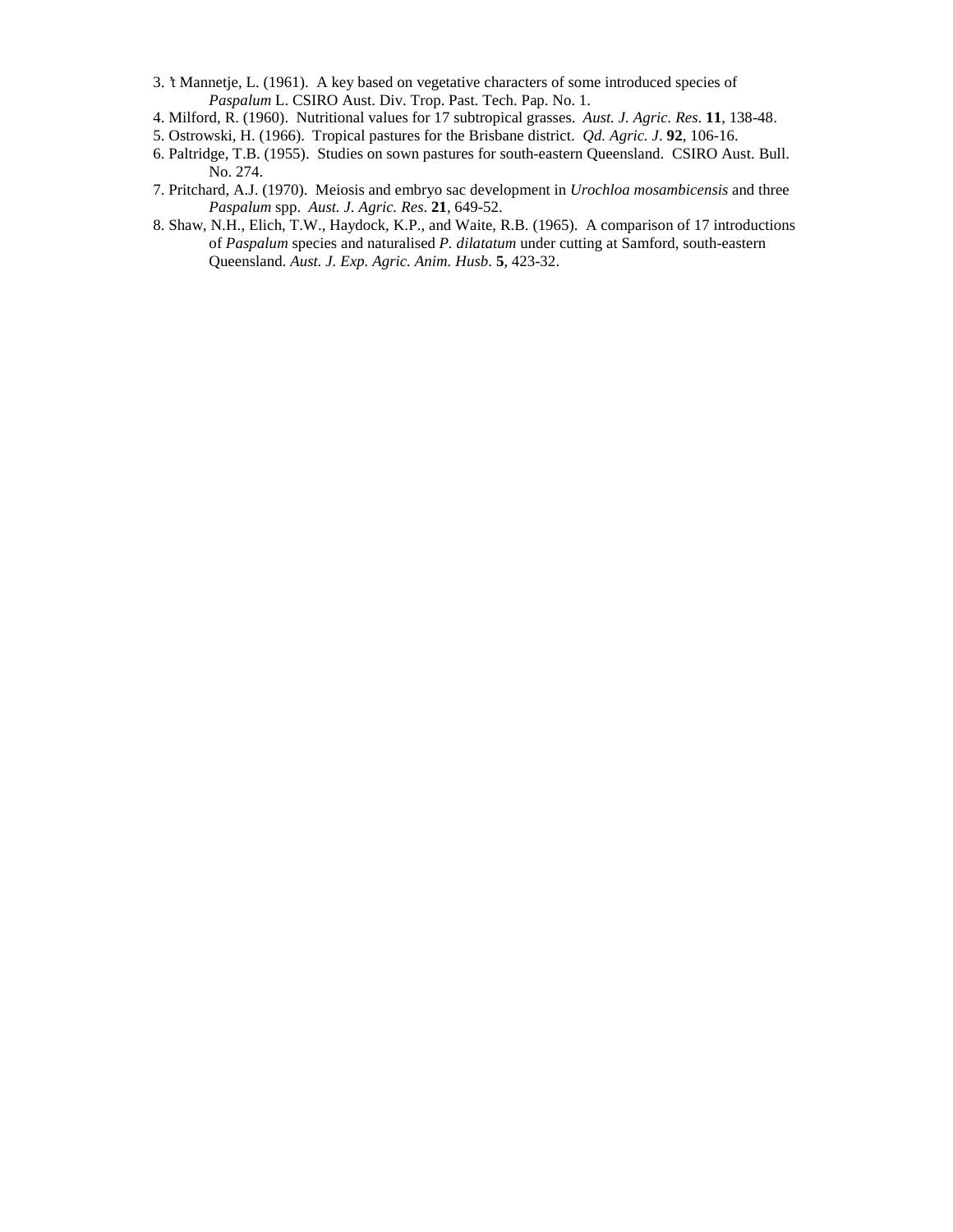3. 't Mannetje, L. (1961). A key based on vegetative characters of some introduced species of *Paspalum* L. CSIRO Aust. Div. Trop. Past. Tech. Pap. No. 1.
4. Milford, R. (1960). Nutritional values for 17 subtropical grasses. *Aust. J. Agric. Res*. **11**, 138-48.
5. Ostrowski, H. (1966). Tropical pastures for the Brisbane district. *Qd. Agric. J*. **92**, 106-16.
6. Paltridge, T.B. (1955). Studies on sown pastures for south-eastern Queensland. CSIRO Aust. Bull. No. 274.
7. Pritchard, A.J. (1970). Meiosis and embryo sac development in *Urochloa mosambicensis* and three *Paspalum* spp. *Aust. J. Agric. Res*. **21**, 649-52.
8. Shaw, N.H., Elich, T.W., Haydock, K.P., and Waite, R.B. (1965). A comparison of 17 introductions of *Paspalum* species and naturalised *P. dilatatum* under cutting at Samford, south-eastern Queensland. *Aust. J. Exp. Agric. Anim. Husb*. **5**, 423-32.